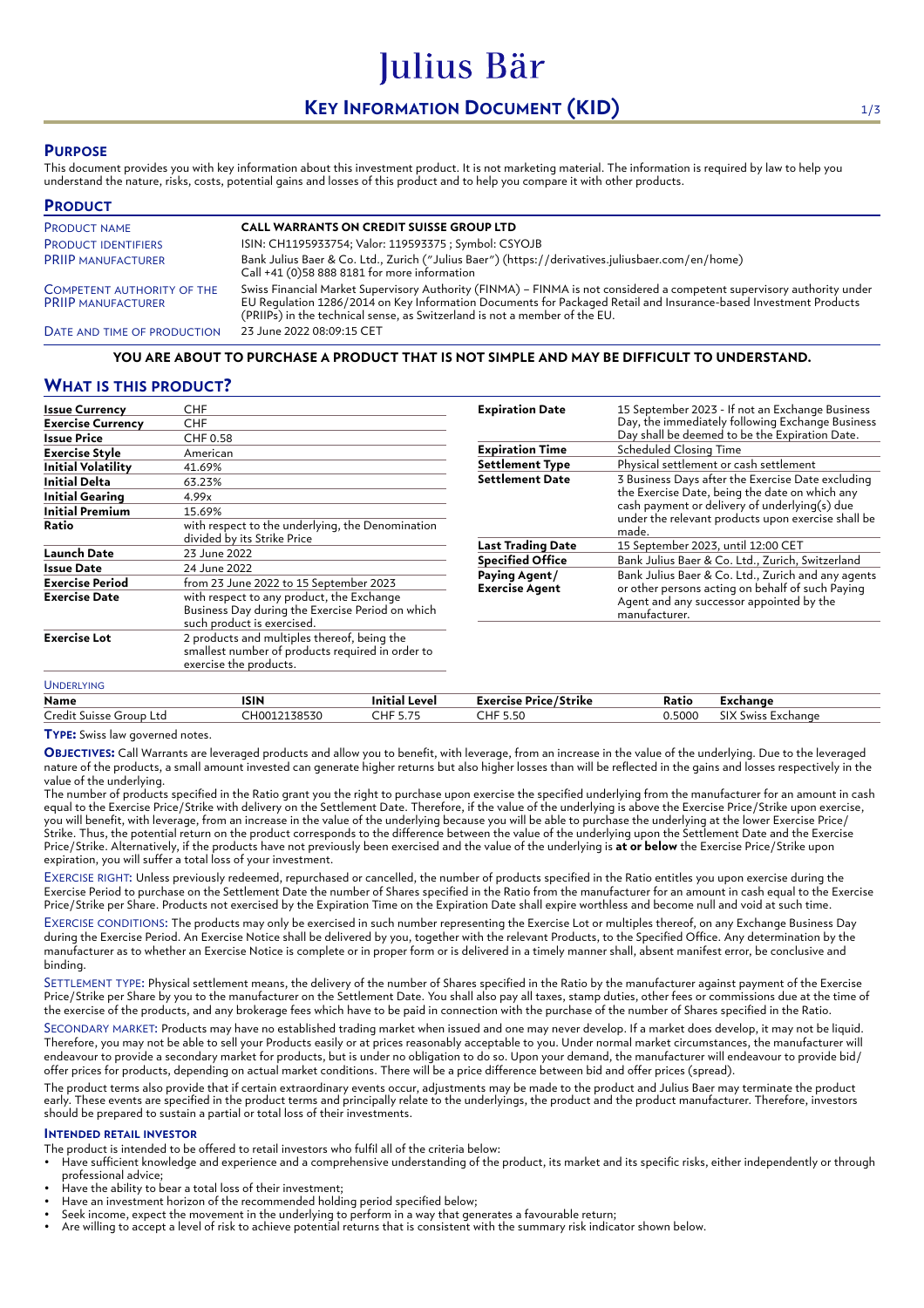Julius Bär

# Key Information Document (KID)

## Purpose

This document provides you with key information about this investment product. It is not marketing material. The information is required by law to help you understand the nature, risks, costs, potential gains and losses of this product and to help you compare it with other products.

## Product

| | |
|---|---|
| Product name | **CALL WARRANTS ON CREDIT SUISSE GROUP LTD** |
| Product identifiers | ISIN: CH1195933754; Valor: 119593375 ; Symbol: CSYOJB |
| PRIIP manufacturer | Bank Julius Baer & Co. Ltd., Zurich ("Julius Baer") (https://derivatives.juliusbaer.com/en/home) Call +41 (0)58 888 8181 for more information |
| Competent authority of the PRIIP manufacturer | Swiss Financial Market Supervisory Authority (FINMA) – FINMA is not considered a competent supervisory authority under EU Regulation 1286/2014 on Key Information Documents for Packaged Retail and Insurance-based Investment Products (PRIIPs) in the technical sense, as Switzerland is not a member of the EU. |
| Date and time of production | 23 June 2022 08:09:15 CET |

**YOU ARE ABOUT TO PURCHASE A PRODUCT THAT IS NOT SIMPLE AND MAY BE DIFFICULT TO UNDERSTAND.**

## What is this product?

| | |
|---|---|
| **Issue Currency** | CHF |
| **Exercise Currency** | CHF |
| **Issue Price** | CHF 0.58 |
| **Exercise Style** | American |
| **Initial Volatility** | 41.69% |
| **Initial Delta** | 63.23% |
| **Initial Gearing** | 4.99x |
| **Initial Premium** | 15.69% |
| **Ratio** | with respect to the underlying, the Denomination divided by its Strike Price |
| **Launch Date** | 23 June 2022 |
| **Issue Date** | 24 June 2022 |
| **Exercise Period** | from 23 June 2022 to 15 September 2023 |
| **Exercise Date** | with respect to any product, the Exchange Business Day during the Exercise Period on which such product is exercised. |
| **Exercise Lot** | 2 products and multiples thereof, being the smallest number of products required in order to exercise the products. |
| **Expiration Date** | 15 September 2023 - If not an Exchange Business Day, the immediately following Exchange Business Day shall be deemed to be the Expiration Date. |
| **Expiration Time** | Scheduled Closing Time |
| **Settlement Type** | Physical settlement or cash settlement |
| **Settlement Date** | 3 Business Days after the Exercise Date excluding the Exercise Date, being the date on which any cash payment or delivery of underlying(s) due under the relevant products upon exercise shall be made. |
| **Last Trading Date** | 15 September 2023, until 12:00 CET |
| **Specified Office** | Bank Julius Baer & Co. Ltd., Zurich, Switzerland |
| **Paying Agent/ Exercise Agent** | Bank Julius Baer & Co. Ltd., Zurich and any agents or other persons acting on behalf of such Paying Agent and any successor appointed by the manufacturer. |

Underlying

| Name | ISIN | Initial Level | Exercise Price/Strike | Ratio | Exchange |
|---|---|---|---|---|---|
| Credit Suisse Group Ltd | CH0012138530 | CHF 5.75 | CHF 5.50 | 0.5000 | SIX Swiss Exchange |

**Type:** Swiss law governed notes.

**Objectives:** Call Warrants are leveraged products and allow you to benefit, with leverage, from an increase in the value of the underlying. Due to the leveraged nature of the products, a small amount invested can generate higher returns but also higher losses than will be reflected in the gains and losses respectively in the value of the underlying.

The number of products specified in the Ratio grant you the right to purchase upon exercise the specified underlying from the manufacturer for an amount in cash equal to the Exercise Price/Strike with delivery on the Settlement Date. Therefore, if the value of the underlying is above the Exercise Price/Strike upon exercise, you will benefit, with leverage, from an increase in the value of the underlying because you will be able to purchase the underlying at the lower Exercise Price/ Strike. Thus, the potential return on the product corresponds to the difference between the value of the underlying upon the Settlement Date and the Exercise Price/Strike. Alternatively, if the products have not previously been exercised and the value of the underlying is **at or below** the Exercise Price/Strike upon expiration, you will suffer a total loss of your investment.

Exercise right: Unless previously redeemed, repurchased or cancelled, the number of products specified in the Ratio entitles you upon exercise during the Exercise Period to purchase on the Settlement Date the number of Shares specified in the Ratio from the manufacturer for an amount in cash equal to the Exercise Price/Strike per Share. Products not exercised by the Expiration Time on the Expiration Date shall expire worthless and become null and void at such time.

Exercise conditions: The products may only be exercised in such number representing the Exercise Lot or multiples thereof, on any Exchange Business Day during the Exercise Period. An Exercise Notice shall be delivered by you, together with the relevant Products, to the Specified Office. Any determination by the manufacturer as to whether an Exercise Notice is complete or in proper form or is delivered in a timely manner shall, absent manifest error, be conclusive and binding.

Settlement type: Physical settlement means, the delivery of the number of Shares specified in the Ratio by the manufacturer against payment of the Exercise Price/Strike per Share by you to the manufacturer on the Settlement Date. You shall also pay all taxes, stamp duties, other fees or commissions due at the time of the exercise of the products, and any brokerage fees which have to be paid in connection with the purchase of the number of Shares specified in the Ratio.

Secondary market: Products may have no established trading market when issued and one may never develop. If a market does develop, it may not be liquid. Therefore, you may not be able to sell your Products easily or at prices reasonably acceptable to you. Under normal market circumstances, the manufacturer will endeavour to provide a secondary market for products, but is under no obligation to do so. Upon your demand, the manufacturer will endeavour to provide bid/ offer prices for products, depending on actual market conditions. There will be a price difference between bid and offer prices (spread).

The product terms also provide that if certain extraordinary events occur, adjustments may be made to the product and Julius Baer may terminate the product early. These events are specified in the product terms and principally relate to the underlyings, the product and the product manufacturer. Therefore, investors should be prepared to sustain a partial or total loss of their investments.

### Intended retail investor

The product is intended to be offered to retail investors who fulfil all of the criteria below:

- Have sufficient knowledge and experience and a comprehensive understanding of the product, its market and its specific risks, either independently or through professional advice;
- Have the ability to bear a total loss of their investment;
- Have an investment horizon of the recommended holding period specified below;
- Seek income, expect the movement in the underlying to perform in a way that generates a favourable return;
- Are willing to accept a level of risk to achieve potential returns that is consistent with the summary risk indicator shown below.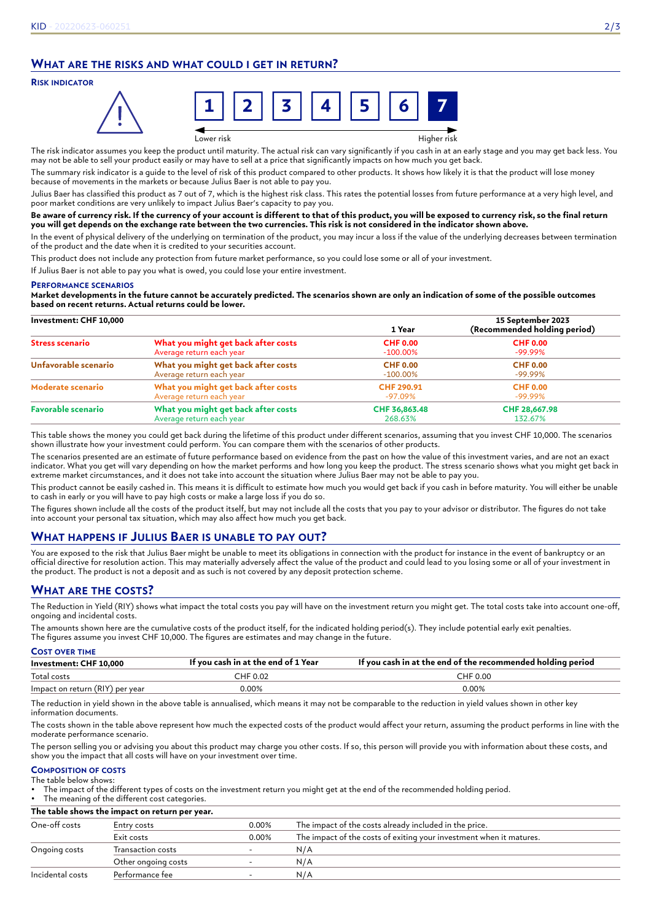## What are the risks and what could I get in return?

### Risk indicator

| 1 | 2 | 3 | 4 | 5 | 6 | **7** |
|---|---|---|---|---|---|---|

Lower risk → Higher risk

The risk indicator assumes you keep the product until maturity. The actual risk can vary significantly if you cash in at an early stage and you may get back less. You may not be able to sell your product easily or may have to sell at a price that significantly impacts on how much you get back.

The summary risk indicator is a guide to the level of risk of this product compared to other products. It shows how likely it is that the product will lose money because of movements in the markets or because Julius Baer is not able to pay you.

Julius Baer has classified this product as 7 out of 7, which is the highest risk class. This rates the potential losses from future performance at a very high level, and poor market conditions are very unlikely to impact Julius Baer's capacity to pay you.

**Be aware of currency risk. If the currency of your account is different to that of this product, you will be exposed to currency risk, so the final return you will get depends on the exchange rate between the two currencies. This risk is not considered in the indicator shown above.**

In the event of physical delivery of the underlying on termination of the product, you may incur a loss if the value of the underlying decreases between termination of the product and the date when it is credited to your securities account.

This product does not include any protection from future market performance, so you could lose some or all of your investment.

If Julius Baer is not able to pay you what is owed, you could lose your entire investment.

### Performance scenarios

**Market developments in the future cannot be accurately predicted. The scenarios shown are only an indication of some of the possible outcomes based on recent returns. Actual returns could be lower.**

| Investment: CHF 10,000 | | 1 Year | 15 September 2023 (Recommended holding period) |
|---|---|---|---|
| **Stress scenario** | **What you might get back after costs** | **CHF 0.00** | **CHF 0.00** |
| | Average return each year | -100.00% | -99.99% |
| **Unfavorable scenario** | **What you might get back after costs** | **CHF 0.00** | **CHF 0.00** |
| | Average return each year | -100.00% | -99.99% |
| **Moderate scenario** | **What you might get back after costs** | **CHF 290.91** | **CHF 0.00** |
| | Average return each year | -97.09% | -99.99% |
| **Favorable scenario** | **What you might get back after costs** | **CHF 36,863.48** | **CHF 28,667.98** |
| | Average return each year | 268.63% | 132.67% |

This table shows the money you could get back during the lifetime of this product under different scenarios, assuming that you invest CHF 10,000. The scenarios shown illustrate how your investment could perform. You can compare them with the scenarios of other products.

The scenarios presented are an estimate of future performance based on evidence from the past on how the value of this investment varies, and are not an exact indicator. What you get will vary depending on how the market performs and how long you keep the product. The stress scenario shows what you might get back in extreme market circumstances, and it does not take into account the situation where Julius Baer may not be able to pay you.

This product cannot be easily cashed in. This means it is difficult to estimate how much you would get back if you cash in before maturity. You will either be unable to cash in early or you will have to pay high costs or make a large loss if you do so.

The figures shown include all the costs of the product itself, but may not include all the costs that you pay to your advisor or distributor. The figures do not take into account your personal tax situation, which may also affect how much you get back.

## What happens if Julius Baer is unable to pay out?

You are exposed to the risk that Julius Baer might be unable to meet its obligations in connection with the product for instance in the event of bankruptcy or an official directive for resolution action. This may materially adversely affect the value of the product and could lead to you losing some or all of your investment in the product. The product is not a deposit and as such is not covered by any deposit protection scheme.

## What are the costs?

The Reduction in Yield (RIY) shows what impact the total costs you pay will have on the investment return you might get. The total costs take into account one-off, ongoing and incidental costs.

The amounts shown here are the cumulative costs of the product itself, for the indicated holding period(s). They include potential early exit penalties. The figures assume you invest CHF 10,000. The figures are estimates and may change in the future.

### Cost over time

| Investment: CHF 10,000 | If you cash in at the end of 1 Year | If you cash in at the end of the recommended holding period |
|---|---|---|
| Total costs | CHF 0.02 | CHF 0.00 |
| Impact on return (RIY) per year | 0.00% | 0.00% |

The reduction in yield shown in the above table is annualised, which means it may not be comparable to the reduction in yield values shown in other key information documents.

The costs shown in the table above represent how much the expected costs of the product would affect your return, assuming the product performs in line with the moderate performance scenario.

The person selling you or advising you about this product may charge you other costs. If so, this person will provide you with information about these costs, and show you the impact that all costs will have on your investment over time.

### Composition of costs

The table below shows:
- The impact of the different types of costs on the investment return you might get at the end of the recommended holding period.
- The meaning of the different cost categories.

| The table shows the impact on return per year. | | | |
|---|---|---|---|
| One-off costs | Entry costs | 0.00% | The impact of the costs already included in the price. |
| | Exit costs | 0.00% | The impact of the costs of exiting your investment when it matures. |
| Ongoing costs | Transaction costs | - | N/A |
| | Other ongoing costs | - | N/A |
| Incidental costs | Performance fee | - | N/A |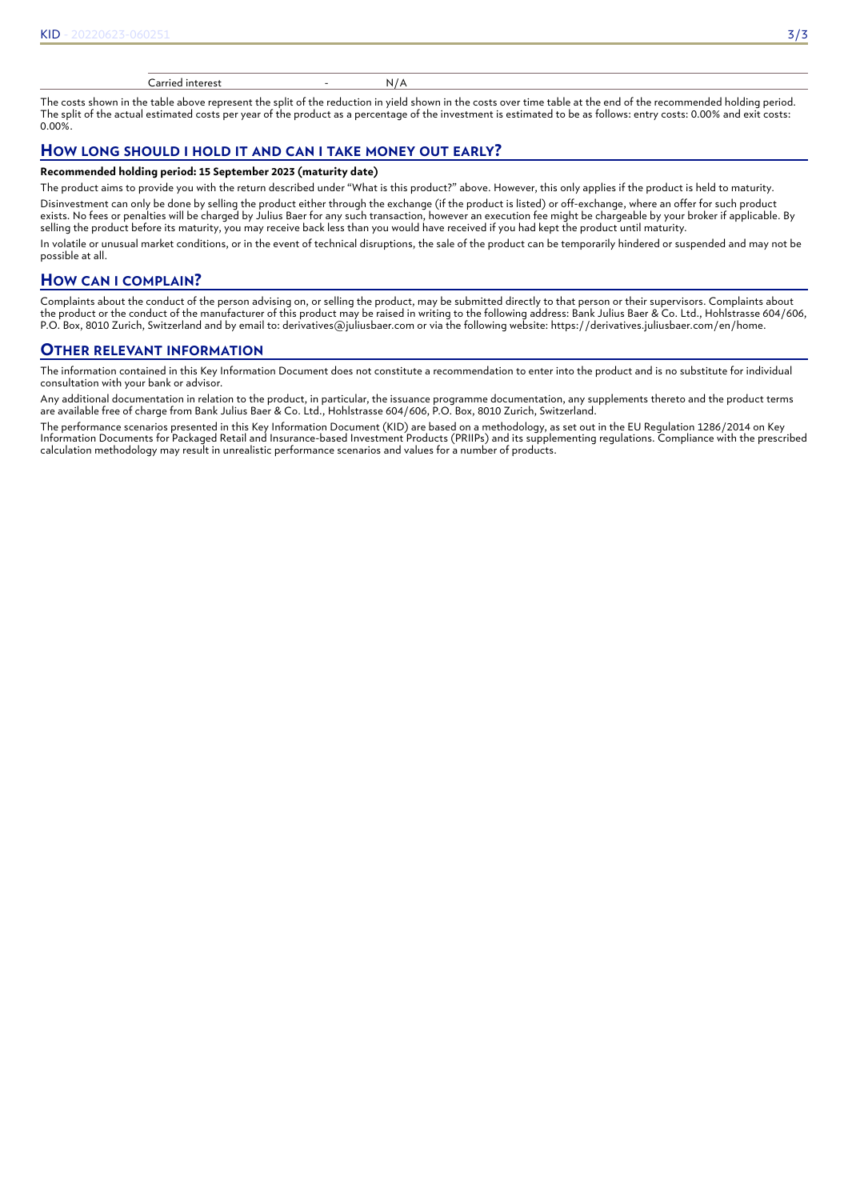| | | |
|---|---|---|
| Carried interest | - | N/A |

The costs shown in the table above represent the split of the reduction in yield shown in the costs over time table at the end of the recommended holding period. The split of the actual estimated costs per year of the product as a percentage of the investment is estimated to be as follows: entry costs: 0.00% and exit costs: 0.00%.

## How long should I hold it and can I take money out early?

**Recommended holding period: 15 September 2023 (maturity date)**

The product aims to provide you with the return described under "What is this product?" above. However, this only applies if the product is held to maturity.

Disinvestment can only be done by selling the product either through the exchange (if the product is listed) or off-exchange, where an offer for such product exists. No fees or penalties will be charged by Julius Baer for any such transaction, however an execution fee might be chargeable by your broker if applicable. By selling the product before its maturity, you may receive back less than you would have received if you had kept the product until maturity.

In volatile or unusual market conditions, or in the event of technical disruptions, the sale of the product can be temporarily hindered or suspended and may not be possible at all.

## How can I complain?

Complaints about the conduct of the person advising on, or selling the product, may be submitted directly to that person or their supervisors. Complaints about the product or the conduct of the manufacturer of this product may be raised in writing to the following address: Bank Julius Baer & Co. Ltd., Hohlstrasse 604/606, P.O. Box, 8010 Zurich, Switzerland and by email to: derivatives@juliusbaer.com or via the following website: https://derivatives.juliusbaer.com/en/home.

## Other relevant information

The information contained in this Key Information Document does not constitute a recommendation to enter into the product and is no substitute for individual consultation with your bank or advisor.

Any additional documentation in relation to the product, in particular, the issuance programme documentation, any supplements thereto and the product terms are available free of charge from Bank Julius Baer & Co. Ltd., Hohlstrasse 604/606, P.O. Box, 8010 Zurich, Switzerland.

The performance scenarios presented in this Key Information Document (KID) are based on a methodology, as set out in the EU Regulation 1286/2014 on Key Information Documents for Packaged Retail and Insurance-based Investment Products (PRIIPs) and its supplementing regulations. Compliance with the prescribed calculation methodology may result in unrealistic performance scenarios and values for a number of products.